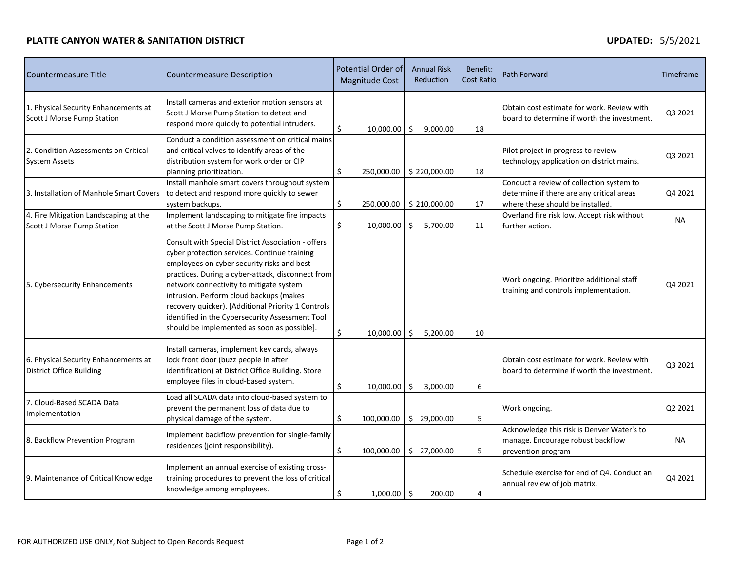**PLATTE CANYON WATER & SANITATION DISTRICT** **UPDATED:** 5/5/2021

| Countermeasure Title | Countermeasure Description | Potential Order of Magnitude Cost | Annual Risk Reduction | Benefit: Cost Ratio | Path Forward | Timeframe |
|---|---|---|---|---|---|---|
| 1. Physical Security Enhancements at Scott J Morse Pump Station | Install cameras and exterior motion sensors at Scott J Morse Pump Station to detect and respond more quickly to potential intruders. | $ 10,000.00 | $ 9,000.00 | 18 | Obtain cost estimate for work. Review with board to determine if worth the investment. | Q3 2021 |
| 2. Condition Assessments on Critical System Assets | Conduct a condition assessment on critical mains and critical valves to identify areas of the distribution system for work order or CIP planning prioritization. | $ 250,000.00 | $ 220,000.00 | 18 | Pilot project in progress to review technology application on district mains. | Q3 2021 |
| 3. Installation of Manhole Smart Covers | Install manhole smart covers throughout system to detect and respond more quickly to sewer system backups. | $ 250,000.00 | $ 210,000.00 | 17 | Conduct a review of collection system to determine if there are any critical areas where these should be installed. | Q4 2021 |
| 4. Fire Mitigation Landscaping at the Scott J Morse Pump Station | Implement landscaping to mitigate fire impacts at the Scott J Morse Pump Station. | $ 10,000.00 | $ 5,700.00 | 11 | Overland fire risk low. Accept risk without further action. | NA |
| 5. Cybersecurity Enhancements | Consult with Special District Association - offers cyber protection services. Continue training employees on cyber security risks and best practices. During a cyber-attack, disconnect from network connectivity to mitigate system intrusion. Perform cloud backups (makes recovery quicker). [Additional Priority 1 Controls identified in the Cybersecurity Assessment Tool should be implemented as soon as possible]. | $ 10,000.00 | $ 5,200.00 | 10 | Work ongoing. Prioritize additional staff training and controls implementation. | Q4 2021 |
| 6. Physical Security Enhancements at District Office Building | Install cameras, implement key cards, always lock front door (buzz people in after identification) at District Office Building. Store employee files in cloud-based system. | $ 10,000.00 | $ 3,000.00 | 6 | Obtain cost estimate for work. Review with board to determine if worth the investment. | Q3 2021 |
| 7. Cloud-Based SCADA Data Implementation | Load all SCADA data into cloud-based system to prevent the permanent loss of data due to physical damage of the system. | $ 100,000.00 | $ 29,000.00 | 5 | Work ongoing. | Q2 2021 |
| 8. Backflow Prevention Program | Implement backflow prevention for single-family residences (joint responsibility). | $ 100,000.00 | $ 27,000.00 | 5 | Acknowledge this risk is Denver Water's to manage. Encourage robust backflow prevention program | NA |
| 9. Maintenance of Critical Knowledge | Implement an annual exercise of existing cross-training procedures to prevent the loss of critical knowledge among employees. | $ 1,000.00 | $ 200.00 | 4 | Schedule exercise for end of Q4. Conduct an annual review of job matrix. | Q4 2021 |

FOR AUTHORIZED USE ONLY, Not Subject to Open Records Request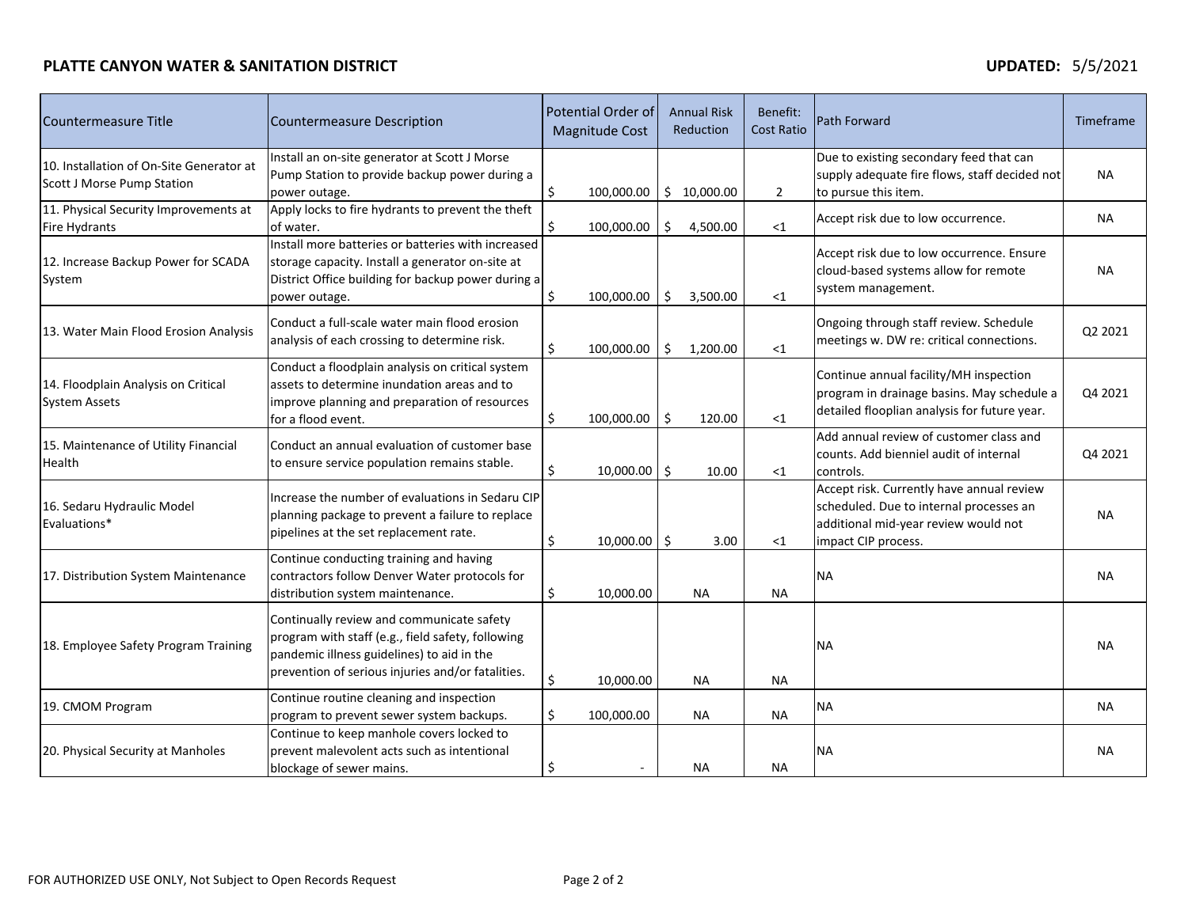**PLATTE CANYON WATER & SANITATION DISTRICT** **UPDATED:** 5/5/2021

| Countermeasure Title | Countermeasure Description | Potential Order of Magnitude Cost | Annual Risk Reduction | Benefit: Cost Ratio | Path Forward | Timeframe |
|---|---|---|---|---|---|---|
| 10. Installation of On-Site Generator at Scott J Morse Pump Station | Install an on-site generator at Scott J Morse Pump Station to provide backup power during a power outage. | $ 100,000.00 | $ 10,000.00 | 2 | Due to existing secondary feed that can supply adequate fire flows, staff decided not to pursue this item. | NA |
| 11. Physical Security Improvements at Fire Hydrants | Apply locks to fire hydrants to prevent the theft of water. | $ 100,000.00 | $ 4,500.00 | <1 | Accept risk due to low occurrence. | NA |
| 12. Increase Backup Power for SCADA System | Install more batteries or batteries with increased storage capacity. Install a generator on-site at District Office building for backup power during a power outage. | $ 100,000.00 | $ 3,500.00 | <1 | Accept risk due to low occurrence. Ensure cloud-based systems allow for remote system management. | NA |
| 13. Water Main Flood Erosion Analysis | Conduct a full-scale water main flood erosion analysis of each crossing to determine risk. | $ 100,000.00 | $ 1,200.00 | <1 | Ongoing through staff review. Schedule meetings w. DW re: critical connections. | Q2 2021 |
| 14. Floodplain Analysis on Critical System Assets | Conduct a floodplain analysis on critical system assets to determine inundation areas and to improve planning and preparation of resources for a flood event. | $ 100,000.00 | $ 120.00 | <1 | Continue annual facility/MH inspection program in drainage basins. May schedule a detailed flooplian analysis for future year. | Q4 2021 |
| 15. Maintenance of Utility Financial Health | Conduct an annual evaluation of customer base to ensure service population remains stable. | $ 10,000.00 | $ 10.00 | <1 | Add annual review of customer class and counts. Add bienniel audit of internal controls. | Q4 2021 |
| 16. Sedaru Hydraulic Model Evaluations* | Increase the number of evaluations in Sedaru CIP planning package to prevent a failure to replace pipelines at the set replacement rate. | $ 10,000.00 | $ 3.00 | <1 | Accept risk. Currently have annual review scheduled. Due to internal processes an additional mid-year review would not impact CIP process. | NA |
| 17. Distribution System Maintenance | Continue conducting training and having contractors follow Denver Water protocols for distribution system maintenance. | $ 10,000.00 | NA | NA | NA | NA |
| 18. Employee Safety Program Training | Continually review and communicate safety program with staff (e.g., field safety, following pandemic illness guidelines) to aid in the prevention of serious injuries and/or fatalities. | $ 10,000.00 | NA | NA | NA | NA |
| 19. CMOM Program | Continue routine cleaning and inspection program to prevent sewer system backups. | $ 100,000.00 | NA | NA | NA | NA |
| 20. Physical Security at Manholes | Continue to keep manhole covers locked to prevent malevolent acts such as intentional blockage of sewer mains. | $ - | NA | NA | NA | NA |

FOR AUTHORIZED USE ONLY, Not Subject to Open Records Request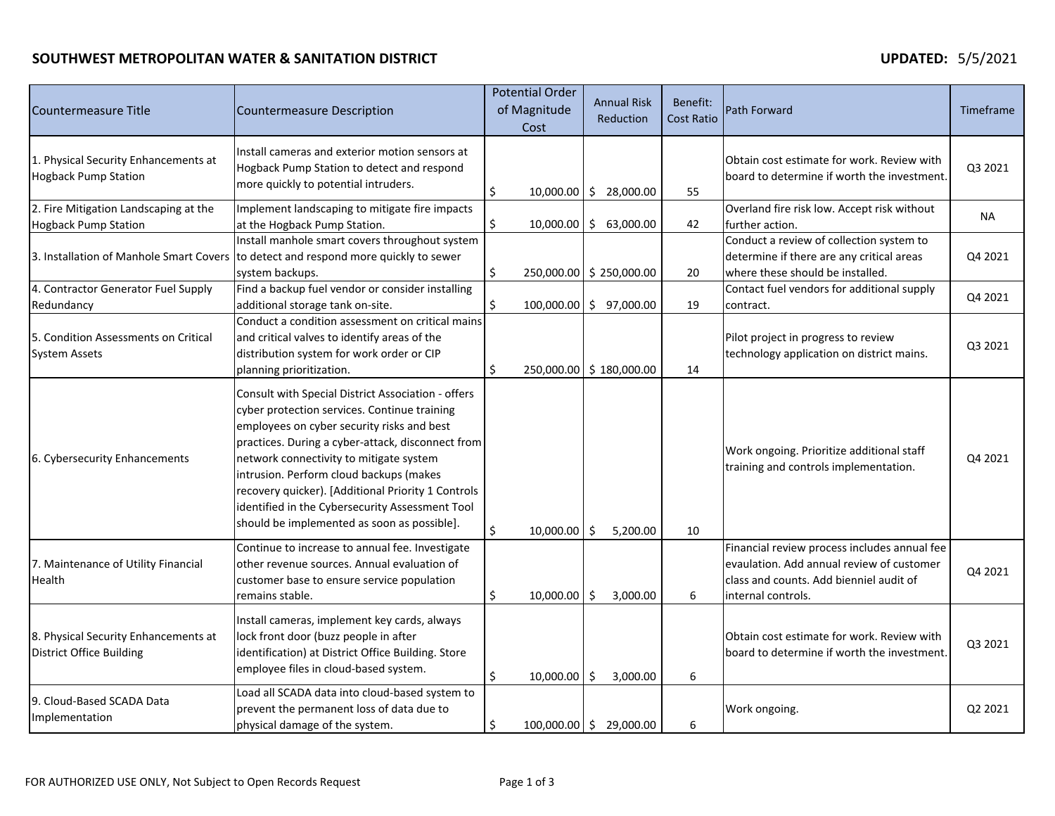**SOUTHWEST METROPOLITAN WATER & SANITATION DISTRICT** **UPDATED:** 5/5/2021

| Countermeasure Title | Countermeasure Description | Potential Order of Magnitude Cost | Annual Risk Reduction | Benefit: Cost Ratio | Path Forward | Timeframe |
|---|---|---|---|---|---|---|
| 1. Physical Security Enhancements at Hogback Pump Station | Install cameras and exterior motion sensors at Hogback Pump Station to detect and respond more quickly to potential intruders. | $ 10,000.00 | $ 28,000.00 | 55 | Obtain cost estimate for work. Review with board to determine if worth the investment. | Q3 2021 |
| 2. Fire Mitigation Landscaping at the Hogback Pump Station | Implement landscaping to mitigate fire impacts at the Hogback Pump Station. | $ 10,000.00 | $ 63,000.00 | 42 | Overland fire risk low. Accept risk without further action. | NA |
| 3. Installation of Manhole Smart Covers | Install manhole smart covers throughout system to detect and respond more quickly to sewer system backups. | $ 250,000.00 | $ 250,000.00 | 20 | Conduct a review of collection system to determine if there are any critical areas where these should be installed. | Q4 2021 |
| 4. Contractor Generator Fuel Supply Redundancy | Find a backup fuel vendor or consider installing additional storage tank on-site. | $ 100,000.00 | $ 97,000.00 | 19 | Contact fuel vendors for additional supply contract. | Q4 2021 |
| 5. Condition Assessments on Critical System Assets | Conduct a condition assessment on critical mains and critical valves to identify areas of the distribution system for work order or CIP planning prioritization. | $ 250,000.00 | $ 180,000.00 | 14 | Pilot project in progress to review technology application on district mains. | Q3 2021 |
| 6. Cybersecurity Enhancements | Consult with Special District Association - offers cyber protection services. Continue training employees on cyber security risks and best practices. During a cyber-attack, disconnect from network connectivity to mitigate system intrusion. Perform cloud backups (makes recovery quicker). [Additional Priority 1 Controls identified in the Cybersecurity Assessment Tool should be implemented as soon as possible]. | $ 10,000.00 | $ 5,200.00 | 10 | Work ongoing. Prioritize additional staff training and controls implementation. | Q4 2021 |
| 7. Maintenance of Utility Financial Health | Continue to increase to annual fee. Investigate other revenue sources. Annual evaluation of customer base to ensure service population remains stable. | $ 10,000.00 | $ 3,000.00 | 6 | Financial review process includes annual fee evaulation. Add annual review of customer class and counts. Add bienniel audit of internal controls. | Q4 2021 |
| 8. Physical Security Enhancements at District Office Building | Install cameras, implement key cards, always lock front door (buzz people in after identification) at District Office Building. Store employee files in cloud-based system. | $ 10,000.00 | $ 3,000.00 | 6 | Obtain cost estimate for work. Review with board to determine if worth the investment. | Q3 2021 |
| 9. Cloud-Based SCADA Data Implementation | Load all SCADA data into cloud-based system to prevent the permanent loss of data due to physical damage of the system. | $ 100,000.00 | $ 29,000.00 | 6 | Work ongoing. | Q2 2021 |

FOR AUTHORIZED USE ONLY, Not Subject to Open Records Request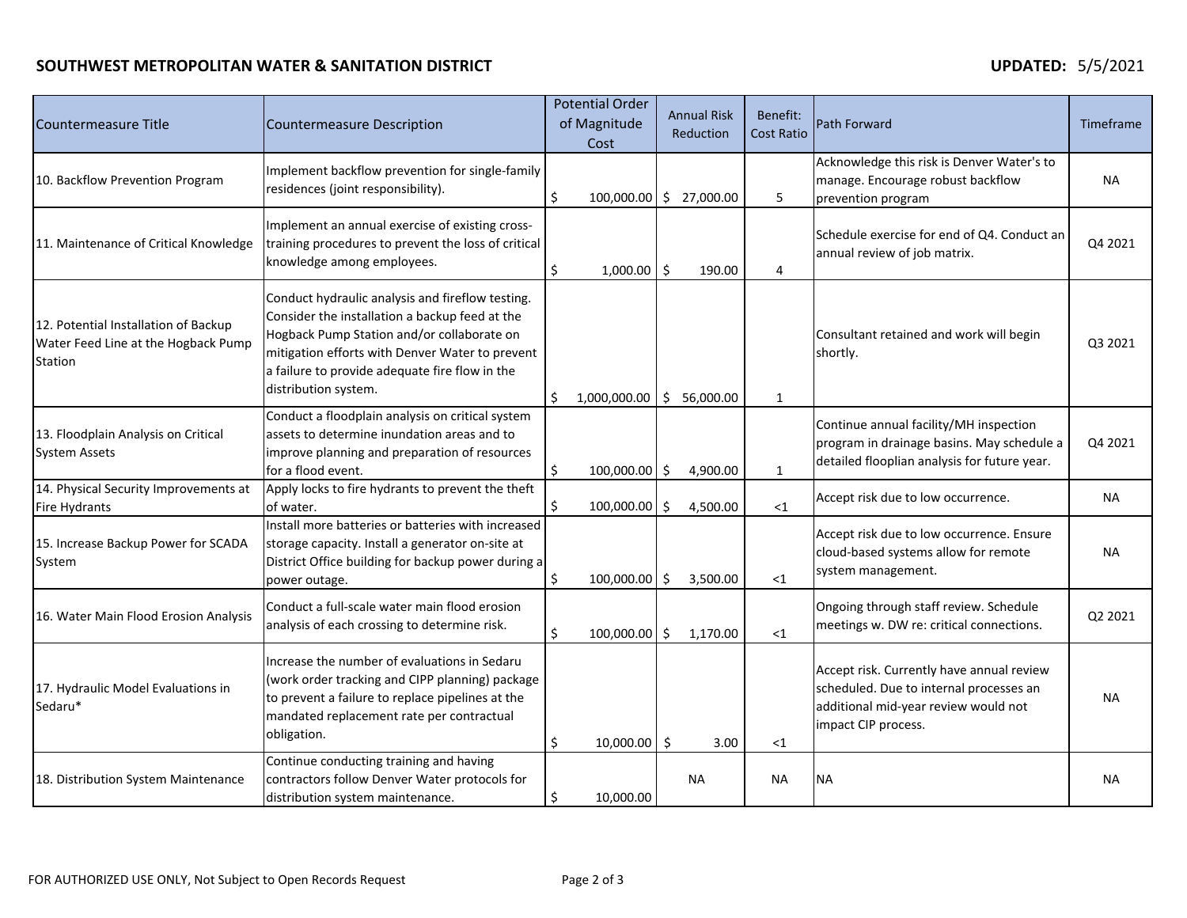**SOUTHWEST METROPOLITAN WATER & SANITATION DISTRICT** **UPDATED:** 5/5/2021

| Countermeasure Title | Countermeasure Description | Potential Order of Magnitude Cost | Annual Risk Reduction | Benefit: Cost Ratio | Path Forward | Timeframe |
|---|---|---|---|---|---|---|
| 10. Backflow Prevention Program | Implement backflow prevention for single-family residences (joint responsibility). | $ 100,000.00 | $ 27,000.00 | 5 | Acknowledge this risk is Denver Water's to manage. Encourage robust backflow prevention program | NA |
| 11. Maintenance of Critical Knowledge | Implement an annual exercise of existing cross-training procedures to prevent the loss of critical knowledge among employees. | $ 1,000.00 | $ 190.00 | 4 | Schedule exercise for end of Q4. Conduct an annual review of job matrix. | Q4 2021 |
| 12. Potential Installation of Backup Water Feed Line at the Hogback Pump Station | Conduct hydraulic analysis and fireflow testing. Consider the installation a backup feed at the Hogback Pump Station and/or collaborate on mitigation efforts with Denver Water to prevent a failure to provide adequate fire flow in the distribution system. | $ 1,000,000.00 | $ 56,000.00 | 1 | Consultant retained and work will begin shortly. | Q3 2021 |
| 13. Floodplain Analysis on Critical System Assets | Conduct a floodplain analysis on critical system assets to determine inundation areas and to improve planning and preparation of resources for a flood event. | $ 100,000.00 | $ 4,900.00 | 1 | Continue annual facility/MH inspection program in drainage basins. May schedule a detailed flooplian analysis for future year. | Q4 2021 |
| 14. Physical Security Improvements at Fire Hydrants | Apply locks to fire hydrants to prevent the theft of water. | $ 100,000.00 | $ 4,500.00 | <1 | Accept risk due to low occurrence. | NA |
| 15. Increase Backup Power for SCADA System | Install more batteries or batteries with increased storage capacity. Install a generator on-site at District Office building for backup power during a power outage. | $ 100,000.00 | $ 3,500.00 | <1 | Accept risk due to low occurrence. Ensure cloud-based systems allow for remote system management. | NA |
| 16. Water Main Flood Erosion Analysis | Conduct a full-scale water main flood erosion analysis of each crossing to determine risk. | $ 100,000.00 | $ 1,170.00 | <1 | Ongoing through staff review. Schedule meetings w. DW re: critical connections. | Q2 2021 |
| 17. Hydraulic Model Evaluations in Sedaru* | Increase the number of evaluations in Sedaru (work order tracking and CIPP planning) package to prevent a failure to replace pipelines at the mandated replacement rate per contractual obligation. | $ 10,000.00 | $ 3.00 | <1 | Accept risk. Currently have annual review scheduled. Due to internal processes an additional mid-year review would not impact CIP process. | NA |
| 18. Distribution System Maintenance | Continue conducting training and having contractors follow Denver Water protocols for distribution system maintenance. | $ 10,000.00 | NA | NA | NA | NA |

FOR AUTHORIZED USE ONLY, Not Subject to Open Records Request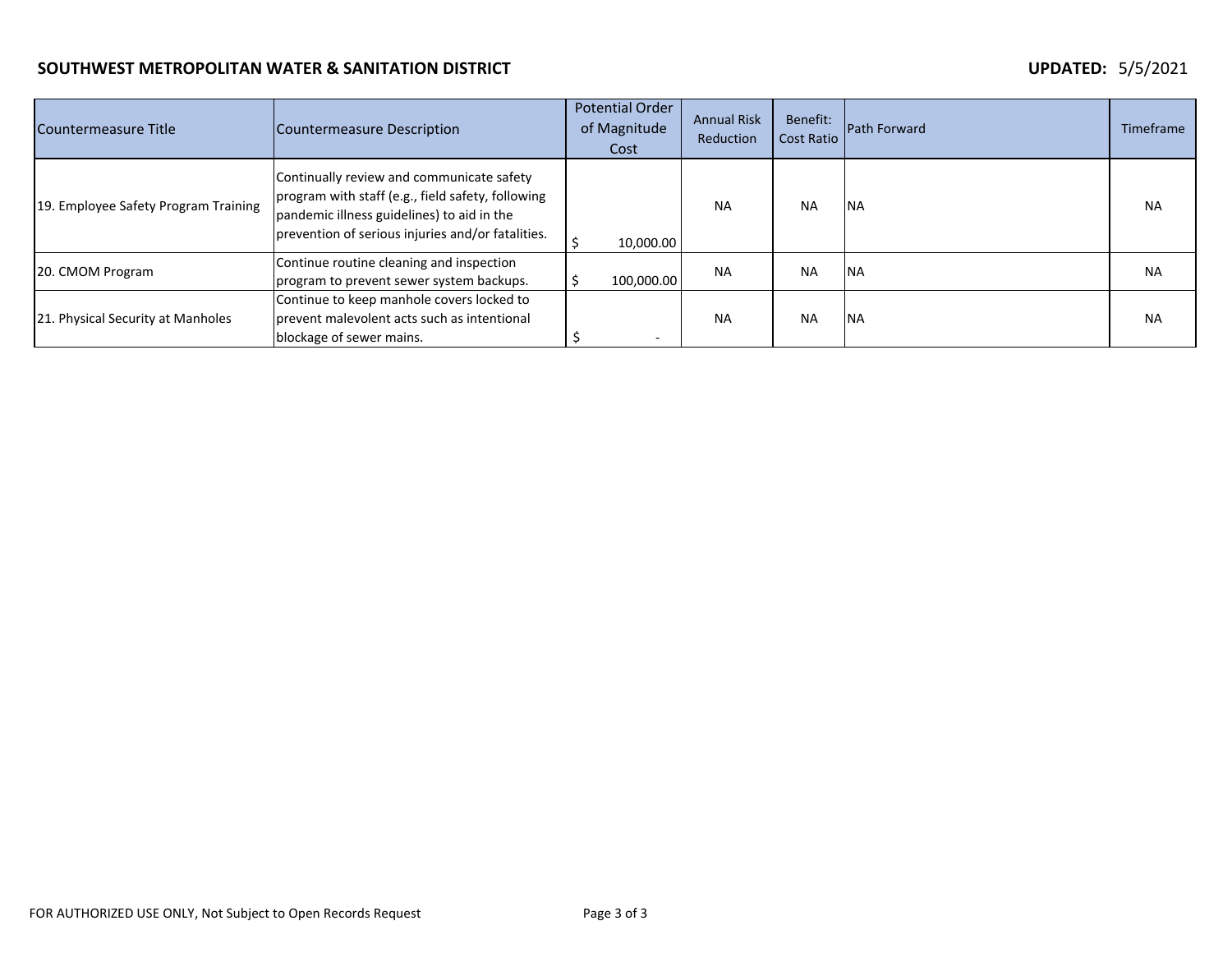**SOUTHWEST METROPOLITAN WATER & SANITATION DISTRICT** **UPDATED:** 5/5/2021

| Countermeasure Title | Countermeasure Description | Potential Order of Magnitude Cost | Annual Risk Reduction | Benefit: Cost Ratio | Path Forward | Timeframe |
|---|---|---|---|---|---|---|
| 19. Employee Safety Program Training | Continually review and communicate safety program with staff (e.g., field safety, following pandemic illness guidelines) to aid in the prevention of serious injuries and/or fatalities. | $ 10,000.00 | NA | NA | NA | NA |
| 20. CMOM Program | Continue routine cleaning and inspection program to prevent sewer system backups. | $ 100,000.00 | NA | NA | NA | NA |
| 21. Physical Security at Manholes | Continue to keep manhole covers locked to prevent malevolent acts such as intentional blockage of sewer mains. | $ - | NA | NA | NA | NA |

FOR AUTHORIZED USE ONLY, Not Subject to Open Records Request